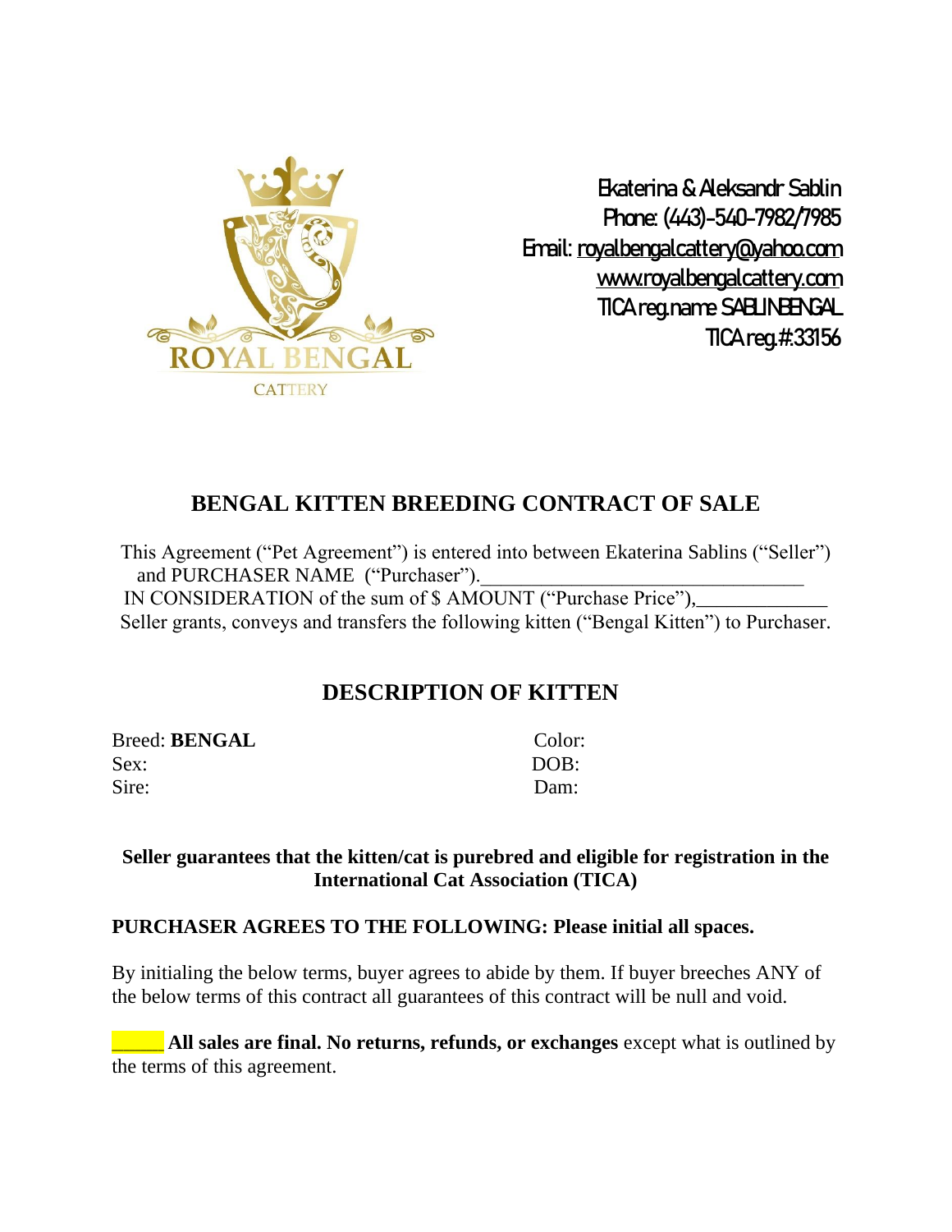ROYAL BENGAL
CATTERY

Ekaterina & Aleksandr Sablin
Phone: (443)-540-7982/7985
Email: royalbengalcattery@yahoo.com
www.royalbengalcattery.com
TICA reg.name SABLINBENGAL
TICA reg.#:33156

## BENGAL KITTEN BREEDING CONTRACT OF SALE

This Agreement ("Pet Agreement") is entered into between Ekaterina Sablins ("Seller") and PURCHASER NAME ("Purchaser").________________________________
IN CONSIDERATION of the sum of $ AMOUNT ("Purchase Price"),_____________
Seller grants, conveys and transfers the following kitten ("Bengal Kitten") to Purchaser.

## DESCRIPTION OF KITTEN

| | |
|---|---|
| Breed: **BENGAL** | Color: |
| Sex: | DOB: |
| Sire: | Dam: |

**Seller guarantees that the kitten/cat is purebred and eligible for registration in the International Cat Association (TICA)**

**PURCHASER AGREES TO THE FOLLOWING: Please initial all spaces.**

By initialing the below terms, buyer agrees to abide by them. If buyer breeches ANY of the below terms of this contract all guarantees of this contract will be null and void.

_____ **All sales are final. No returns, refunds, or exchanges** except what is outlined by the terms of this agreement.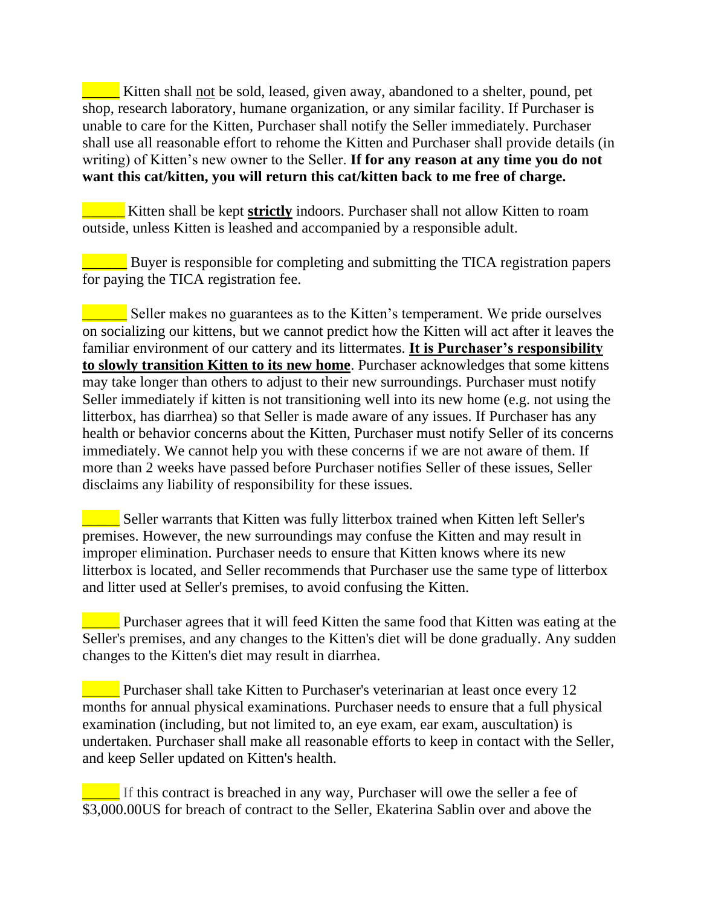_____ Kitten shall not be sold, leased, given away, abandoned to a shelter, pound, pet shop, research laboratory, humane organization, or any similar facility. If Purchaser is unable to care for the Kitten, Purchaser shall notify the Seller immediately. Purchaser shall use all reasonable effort to rehome the Kitten and Purchaser shall provide details (in writing) of Kitten's new owner to the Seller. **If for any reason at any time you do not want this cat/kitten, you will return this cat/kitten back to me free of charge.**

______ Kitten shall be kept **strictly** indoors. Purchaser shall not allow Kitten to roam outside, unless Kitten is leashed and accompanied by a responsible adult.

______ Buyer is responsible for completing and submitting the TICA registration papers for paying the TICA registration fee.

______ Seller makes no guarantees as to the Kitten's temperament. We pride ourselves on socializing our kittens, but we cannot predict how the Kitten will act after it leaves the familiar environment of our cattery and its littermates. **It is Purchaser's responsibility to slowly transition Kitten to its new home**. Purchaser acknowledges that some kittens may take longer than others to adjust to their new surroundings. Purchaser must notify Seller immediately if kitten is not transitioning well into its new home (e.g. not using the litterbox, has diarrhea) so that Seller is made aware of any issues. If Purchaser has any health or behavior concerns about the Kitten, Purchaser must notify Seller of its concerns immediately. We cannot help you with these concerns if we are not aware of them. If more than 2 weeks have passed before Purchaser notifies Seller of these issues, Seller disclaims any liability of responsibility for these issues.

_____ Seller warrants that Kitten was fully litterbox trained when Kitten left Seller's premises. However, the new surroundings may confuse the Kitten and may result in improper elimination. Purchaser needs to ensure that Kitten knows where its new litterbox is located, and Seller recommends that Purchaser use the same type of litterbox and litter used at Seller's premises, to avoid confusing the Kitten.

_____ Purchaser agrees that it will feed Kitten the same food that Kitten was eating at the Seller's premises, and any changes to the Kitten's diet will be done gradually. Any sudden changes to the Kitten's diet may result in diarrhea.

_____ Purchaser shall take Kitten to Purchaser's veterinarian at least once every 12 months for annual physical examinations. Purchaser needs to ensure that a full physical examination (including, but not limited to, an eye exam, ear exam, auscultation) is undertaken. Purchaser shall make all reasonable efforts to keep in contact with the Seller, and keep Seller updated on Kitten's health.

_____ If this contract is breached in any way, Purchaser will owe the seller a fee of $3,000.00US for breach of contract to the Seller, Ekaterina Sablin over and above the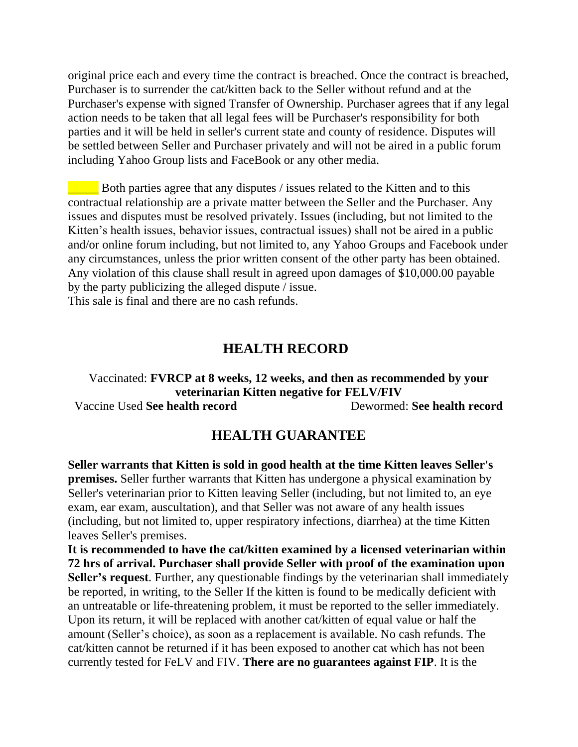original price each and every time the contract is breached. Once the contract is breached, Purchaser is to surrender the cat/kitten back to the Seller without refund and at the Purchaser's expense with signed Transfer of Ownership. Purchaser agrees that if any legal action needs to be taken that all legal fees will be Purchaser's responsibility for both parties and it will be held in seller's current state and county of residence. Disputes will be settled between Seller and Purchaser privately and will not be aired in a public forum including Yahoo Group lists and FaceBook or any other media.

_____ Both parties agree that any disputes / issues related to the Kitten and to this contractual relationship are a private matter between the Seller and the Purchaser. Any issues and disputes must be resolved privately. Issues (including, but not limited to the Kitten's health issues, behavior issues, contractual issues) shall not be aired in a public and/or online forum including, but not limited to, any Yahoo Groups and Facebook under any circumstances, unless the prior written consent of the other party has been obtained. Any violation of this clause shall result in agreed upon damages of $10,000.00 payable by the party publicizing the alleged dispute / issue.
This sale is final and there are no cash refunds.

## HEALTH RECORD

Vaccinated: **FVRCP at 8 weeks, 12 weeks, and then as recommended by your veterinarian Kitten negative for FELV/FIV**

Vaccine Used **See health record** Dewormed: **See health record**

## HEALTH GUARANTEE

**Seller warrants that Kitten is sold in good health at the time Kitten leaves Seller's premises.** Seller further warrants that Kitten has undergone a physical examination by Seller's veterinarian prior to Kitten leaving Seller (including, but not limited to, an eye exam, ear exam, auscultation), and that Seller was not aware of any health issues (including, but not limited to, upper respiratory infections, diarrhea) at the time Kitten leaves Seller's premises.
**It is recommended to have the cat/kitten examined by a licensed veterinarian within 72 hrs of arrival. Purchaser shall provide Seller with proof of the examination upon Seller's request**. Further, any questionable findings by the veterinarian shall immediately be reported, in writing, to the Seller If the kitten is found to be medically deficient with an untreatable or life-threatening problem, it must be reported to the seller immediately. Upon its return, it will be replaced with another cat/kitten of equal value or half the amount (Seller's choice), as soon as a replacement is available. No cash refunds. The cat/kitten cannot be returned if it has been exposed to another cat which has not been currently tested for FeLV and FIV. **There are no guarantees against FIP**. It is the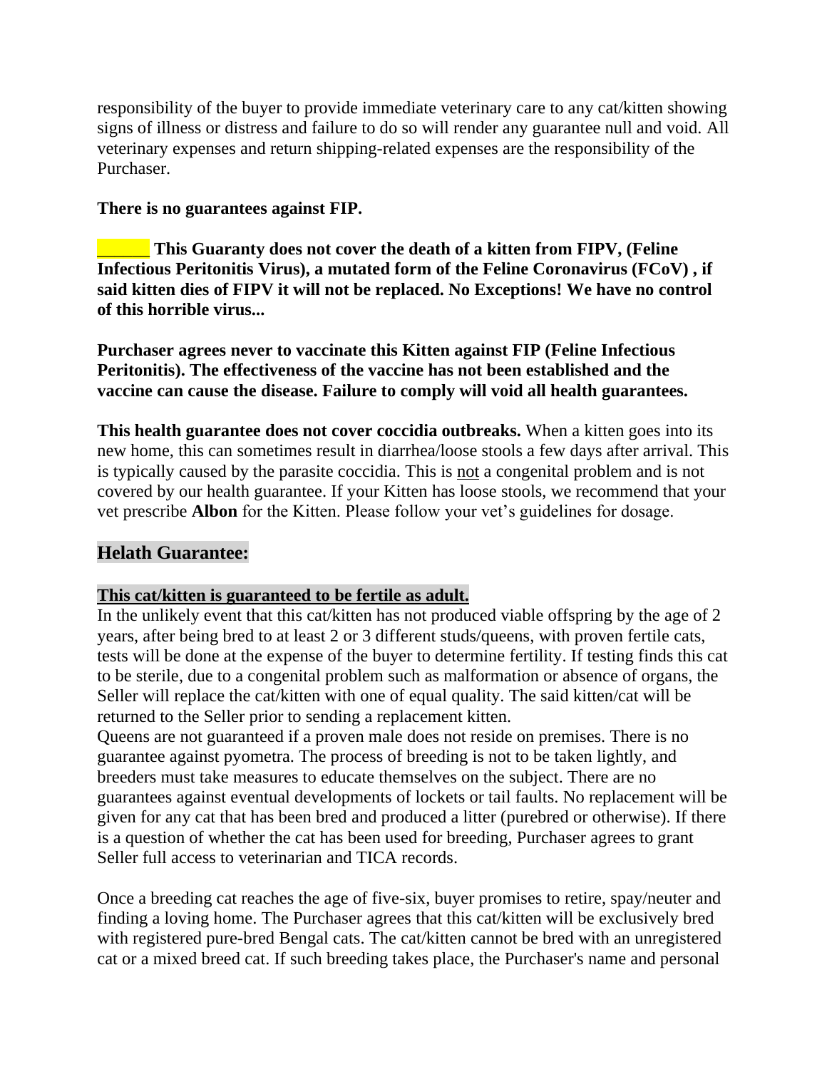responsibility of the buyer to provide immediate veterinary care to any cat/kitten showing signs of illness or distress and failure to do so will render any guarantee null and void. All veterinary expenses and return shipping-related expenses are the responsibility of the Purchaser.

**There is no guarantees against FIP.**

**______ This Guaranty does not cover the death of a kitten from FIPV, (Feline Infectious Peritonitis Virus), a mutated form of the Feline Coronavirus (FCoV) , if said kitten dies of FIPV it will not be replaced. No Exceptions! We have no control of this horrible virus...**

**Purchaser agrees never to vaccinate this Kitten against FIP (Feline Infectious Peritonitis). The effectiveness of the vaccine has not been established and the vaccine can cause the disease. Failure to comply will void all health guarantees.**

**This health guarantee does not cover coccidia outbreaks.** When a kitten goes into its new home, this can sometimes result in diarrhea/loose stools a few days after arrival. This is typically caused by the parasite coccidia. This is <u>not</u> a congenital problem and is not covered by our health guarantee. If your Kitten has loose stools, we recommend that your vet prescribe **Albon** for the Kitten. Please follow your vet's guidelines for dosage.

## Helath Guarantee:

**<u>This cat/kitten is guaranteed to be fertile as adult.</u>**

In the unlikely event that this cat/kitten has not produced viable offspring by the age of 2 years, after being bred to at least 2 or 3 different studs/queens, with proven fertile cats, tests will be done at the expense of the buyer to determine fertility. If testing finds this cat to be sterile, due to a congenital problem such as malformation or absence of organs, the Seller will replace the cat/kitten with one of equal quality. The said kitten/cat will be returned to the Seller prior to sending a replacement kitten.

Queens are not guaranteed if a proven male does not reside on premises. There is no guarantee against pyometra. The process of breeding is not to be taken lightly, and breeders must take measures to educate themselves on the subject. There are no guarantees against eventual developments of lockets or tail faults. No replacement will be given for any cat that has been bred and produced a litter (purebred or otherwise). If there is a question of whether the cat has been used for breeding, Purchaser agrees to grant Seller full access to veterinarian and TICA records.

Once a breeding cat reaches the age of five-six, buyer promises to retire, spay/neuter and finding a loving home. The Purchaser agrees that this cat/kitten will be exclusively bred with registered pure-bred Bengal cats. The cat/kitten cannot be bred with an unregistered cat or a mixed breed cat. If such breeding takes place, the Purchaser's name and personal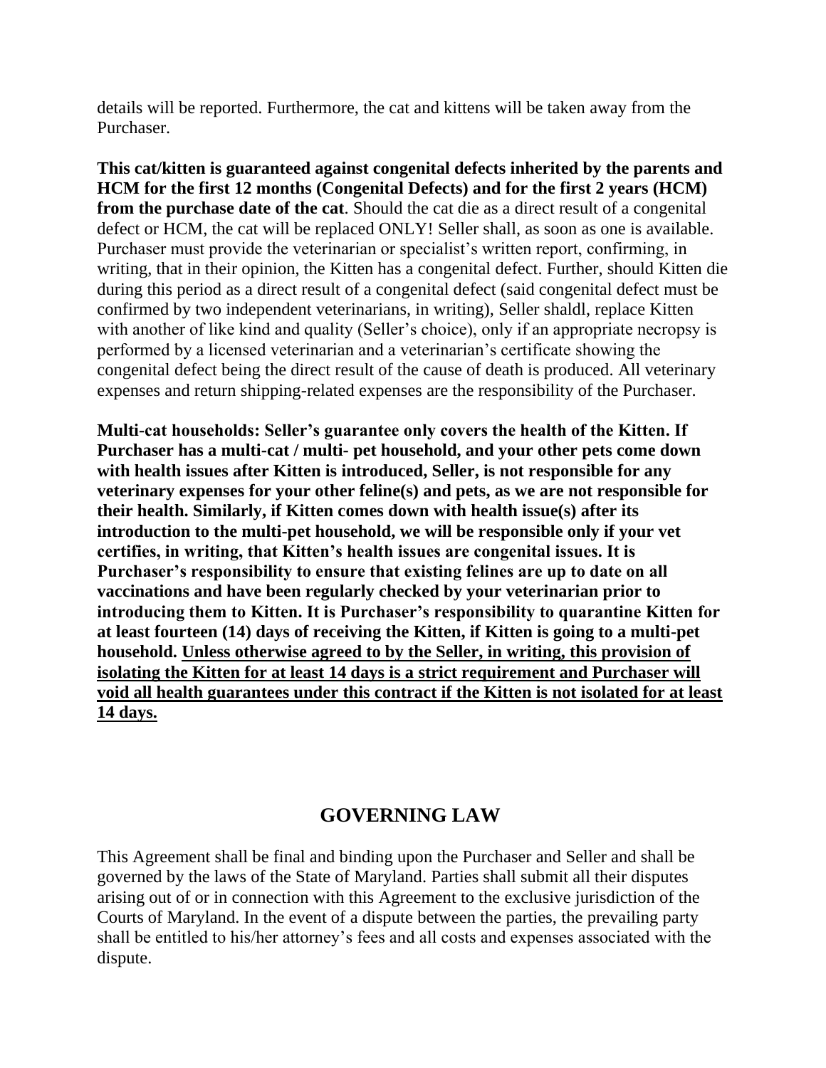details will be reported. Furthermore, the cat and kittens will be taken away from the Purchaser.

**This cat/kitten is guaranteed against congenital defects inherited by the parents and HCM for the first 12 months (Congenital Defects) and for the first 2 years (HCM) from the purchase date of the cat**. Should the cat die as a direct result of a congenital defect or HCM, the cat will be replaced ONLY! Seller shall, as soon as one is available. Purchaser must provide the veterinarian or specialist's written report, confirming, in writing, that in their opinion, the Kitten has a congenital defect. Further, should Kitten die during this period as a direct result of a congenital defect (said congenital defect must be confirmed by two independent veterinarians, in writing), Seller shaldl, replace Kitten with another of like kind and quality (Seller's choice), only if an appropriate necropsy is performed by a licensed veterinarian and a veterinarian's certificate showing the congenital defect being the direct result of the cause of death is produced. All veterinary expenses and return shipping-related expenses are the responsibility of the Purchaser.

**Multi-cat households: Seller's guarantee only covers the health of the Kitten. If Purchaser has a multi-cat / multi- pet household, and your other pets come down with health issues after Kitten is introduced, Seller, is not responsible for any veterinary expenses for your other feline(s) and pets, as we are not responsible for their health. Similarly, if Kitten comes down with health issue(s) after its introduction to the multi-pet household, we will be responsible only if your vet certifies, in writing, that Kitten's health issues are congenital issues. It is Purchaser's responsibility to ensure that existing felines are up to date on all vaccinations and have been regularly checked by your veterinarian prior to introducing them to Kitten. It is Purchaser's responsibility to quarantine Kitten for at least fourteen (14) days of receiving the Kitten, if Kitten is going to a multi-pet household. <u>Unless otherwise agreed to by the Seller, in writing, this provision of isolating the Kitten for at least 14 days is a strict requirement and Purchaser will void all health guarantees under this contract if the Kitten is not isolated for at least 14 days.</u>**

## GOVERNING LAW

This Agreement shall be final and binding upon the Purchaser and Seller and shall be governed by the laws of the State of Maryland. Parties shall submit all their disputes arising out of or in connection with this Agreement to the exclusive jurisdiction of the Courts of Maryland. In the event of a dispute between the parties, the prevailing party shall be entitled to his/her attorney's fees and all costs and expenses associated with the dispute.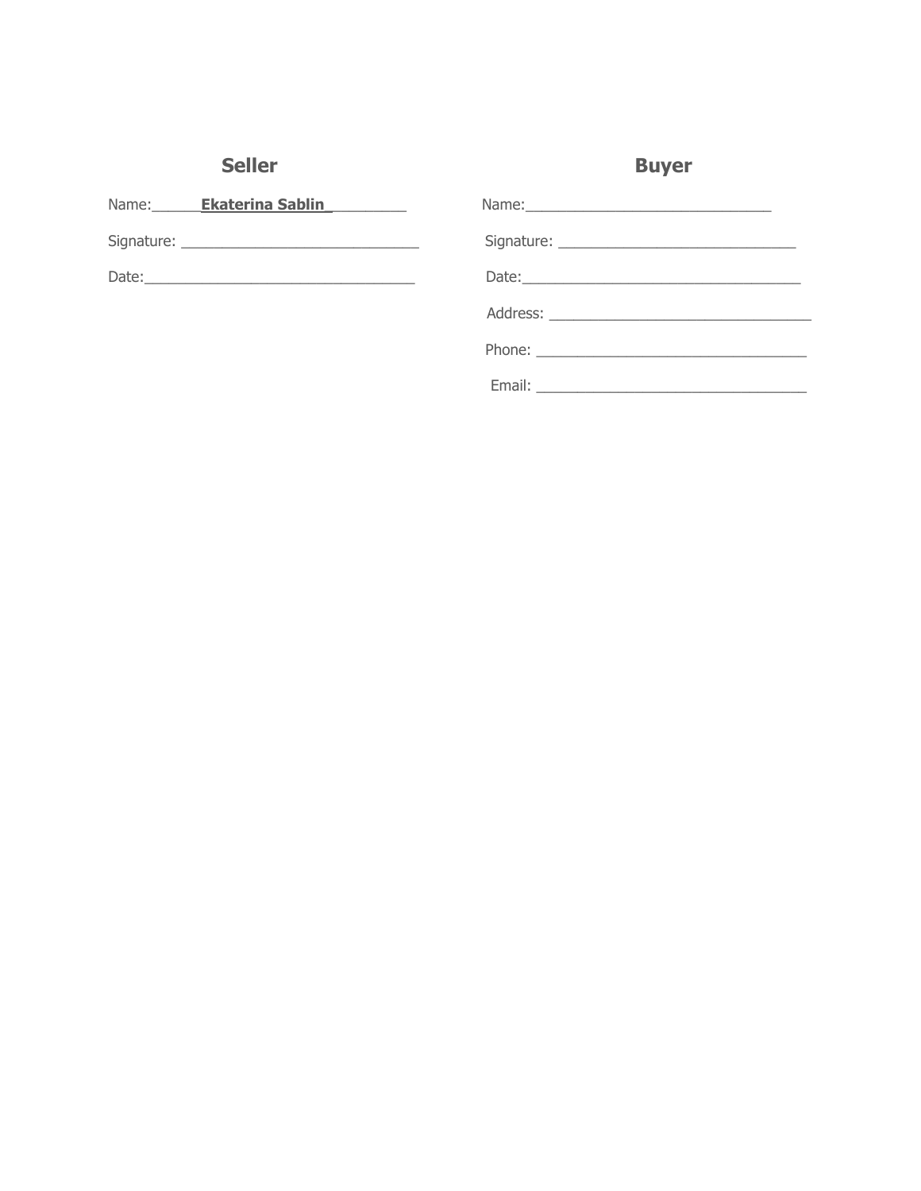**Seller**

Name:______**Ekaterina Sablin**_________

Signature: ______________________________

Date:__________________________________

**Buyer**

Name:______________________________

Signature: ______________________________

Date:__________________________________

Address: _________________________________

Phone: __________________________________

Email: __________________________________